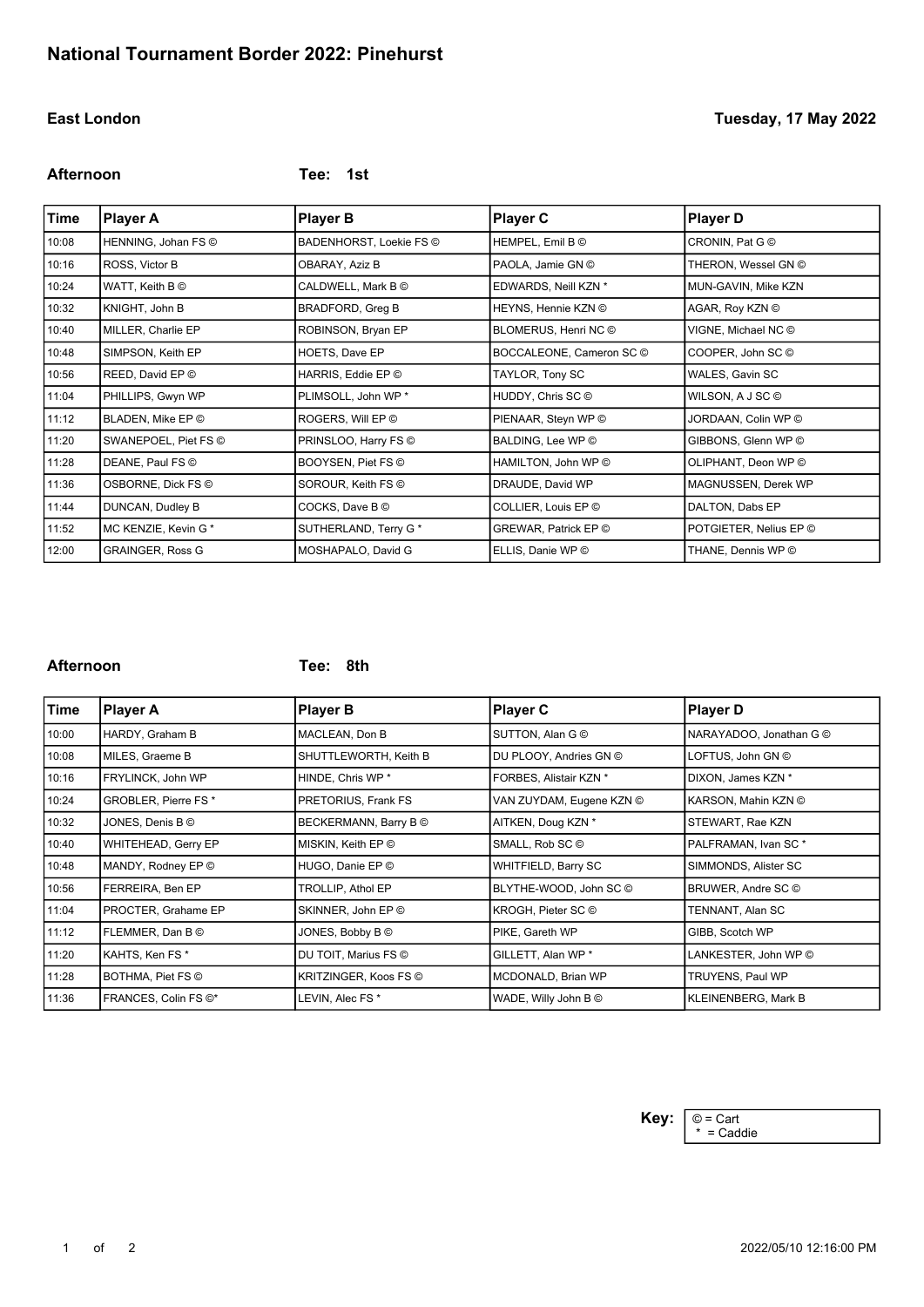# National Tournament Border 2022: Pinehurst

**East London** **Tuesday, 17 May 2022**

**Afternoon** **Tee: 1st**

| Time | Player A | Player B | Player C | Player D |
|---|---|---|---|---|
| 10:08 | HENNING, Johan FS © | BADENHORST, Loekie FS © | HEMPEL, Emil B © | CRONIN, Pat G © |
| 10:16 | ROSS, Victor B | OBARAY, Aziz B | PAOLA, Jamie GN © | THERON, Wessel GN © |
| 10:24 | WATT, Keith B © | CALDWELL, Mark B © | EDWARDS, Neill KZN * | MUN-GAVIN, Mike KZN |
| 10:32 | KNIGHT, John B | BRADFORD, Greg B | HEYNS, Hennie KZN © | AGAR, Roy KZN © |
| 10:40 | MILLER, Charlie EP | ROBINSON, Bryan EP | BLOMERUS, Henri NC © | VIGNE, Michael NC © |
| 10:48 | SIMPSON, Keith EP | HOETS, Dave EP | BOCCALEONE, Cameron SC © | COOPER, John SC © |
| 10:56 | REED, David EP © | HARRIS, Eddie EP © | TAYLOR, Tony SC | WALES, Gavin SC |
| 11:04 | PHILLIPS, Gwyn WP | PLIMSOLL, John WP * | HUDDY, Chris SC © | WILSON, A J SC © |
| 11:12 | BLADEN, Mike EP © | ROGERS, Will EP © | PIENAAR, Steyn WP © | JORDAAN, Colin WP © |
| 11:20 | SWANEPOEL, Piet FS © | PRINSLOO, Harry FS © | BALDING, Lee WP © | GIBBONS, Glenn WP © |
| 11:28 | DEANE, Paul FS © | BOOYSEN, Piet FS © | HAMILTON, John WP © | OLIPHANT, Deon WP © |
| 11:36 | OSBORNE, Dick FS © | SOROUR, Keith FS © | DRAUDE, David WP | MAGNUSSEN, Derek WP |
| 11:44 | DUNCAN, Dudley B | COCKS, Dave B © | COLLIER, Louis EP © | DALTON, Dabs EP |
| 11:52 | MC KENZIE, Kevin G * | SUTHERLAND, Terry G * | GREWAR, Patrick EP © | POTGIETER, Nelius EP © |
| 12:00 | GRAINGER, Ross G | MOSHAPALO, David G | ELLIS, Danie WP © | THANE, Dennis WP © |

**Afternoon** **Tee: 8th**

| Time | Player A | Player B | Player C | Player D |
|---|---|---|---|---|
| 10:00 | HARDY, Graham B | MACLEAN, Don B | SUTTON, Alan G © | NARAYADOO, Jonathan G © |
| 10:08 | MILES, Graeme B | SHUTTLEWORTH, Keith B | DU PLOOY, Andries GN © | LOFTUS, John GN © |
| 10:16 | FRYLINCK, John WP | HINDE, Chris WP * | FORBES, Alistair KZN * | DIXON, James KZN * |
| 10:24 | GROBLER, Pierre FS * | PRETORIUS, Frank FS | VAN ZUYDAM, Eugene KZN © | KARSON, Mahin KZN © |
| 10:32 | JONES, Denis B © | BECKERMANN, Barry B © | AITKEN, Doug KZN * | STEWART, Rae KZN |
| 10:40 | WHITEHEAD, Gerry EP | MISKIN, Keith EP © | SMALL, Rob SC © | PALFRAMAN, Ivan SC * |
| 10:48 | MANDY, Rodney EP © | HUGO, Danie EP © | WHITFIELD, Barry SC | SIMMONDS, Alister SC |
| 10:56 | FERREIRA, Ben EP | TROLLIP, Athol EP | BLYTHE-WOOD, John SC © | BRUWER, Andre SC © |
| 11:04 | PROCTER, Grahame EP | SKINNER, John EP © | KROGH, Pieter SC © | TENNANT, Alan SC |
| 11:12 | FLEMMER, Dan B © | JONES, Bobby B © | PIKE, Gareth WP | GIBB, Scotch WP |
| 11:20 | KAHTS, Ken FS * | DU TOIT, Marius FS © | GILLETT, Alan WP * | LANKESTER, John WP © |
| 11:28 | BOTHMA, Piet FS © | KRITZINGER, Koos FS © | MCDONALD, Brian WP | TRUYENS, Paul WP |
| 11:36 | FRANCES, Colin FS ©* | LEVIN, Alec FS * | WADE, Willy John B © | KLEINENBERG, Mark B |

**Key:**
© = Cart
* = Caddie

2022/05/10 12:16:00 PM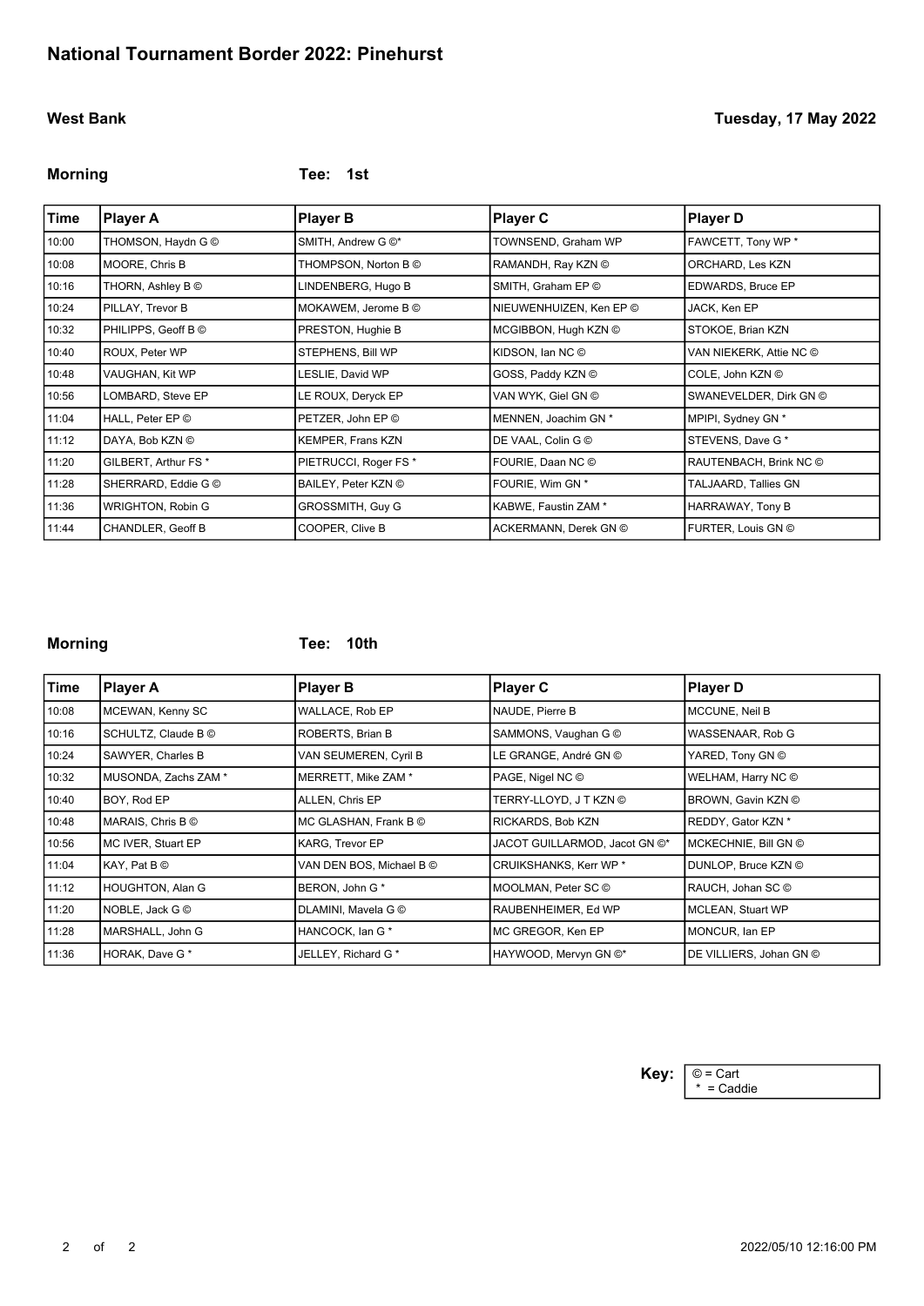# National Tournament Border 2022: Pinehurst

**West Bank** **Tuesday, 17 May 2022**

**Morning** **Tee: 1st**

| Time | Player A | Player B | Player C | Player D |
|---|---|---|---|---|
| 10:00 | THOMSON, Haydn G © | SMITH, Andrew G ©* | TOWNSEND, Graham WP | FAWCETT, Tony WP * |
| 10:08 | MOORE, Chris B | THOMPSON, Norton B © | RAMANDH, Ray KZN © | ORCHARD, Les KZN |
| 10:16 | THORN, Ashley B © | LINDENBERG, Hugo B | SMITH, Graham EP © | EDWARDS, Bruce EP |
| 10:24 | PILLAY, Trevor B | MOKAWEM, Jerome B © | NIEUWENHUIZEN, Ken EP © | JACK, Ken EP |
| 10:32 | PHILIPPS, Geoff B © | PRESTON, Hughie B | MCGIBBON, Hugh KZN © | STOKOE, Brian KZN |
| 10:40 | ROUX, Peter WP | STEPHENS, Bill WP | KIDSON, Ian NC © | VAN NIEKERK, Attie NC © |
| 10:48 | VAUGHAN, Kit WP | LESLIE, David WP | GOSS, Paddy KZN © | COLE, John KZN © |
| 10:56 | LOMBARD, Steve EP | LE ROUX, Deryck EP | VAN WYK, Giel GN © | SWANEVELDER, Dirk GN © |
| 11:04 | HALL, Peter EP © | PETZER, John EP © | MENNEN, Joachim GN * | MPIPI, Sydney GN * |
| 11:12 | DAYA, Bob KZN © | KEMPER, Frans KZN | DE VAAL, Colin G © | STEVENS, Dave G * |
| 11:20 | GILBERT, Arthur FS * | PIETRUCCI, Roger FS * | FOURIE, Daan NC © | RAUTENBACH, Brink NC © |
| 11:28 | SHERRARD, Eddie G © | BAILEY, Peter KZN © | FOURIE, Wim GN * | TALJAARD, Tallies GN |
| 11:36 | WRIGHTON, Robin G | GROSSMITH, Guy G | KABWE, Faustin ZAM * | HARRAWAY, Tony B |
| 11:44 | CHANDLER, Geoff B | COOPER, Clive B | ACKERMANN, Derek GN © | FURTER, Louis GN © |

**Morning** **Tee: 10th**

| Time | Player A | Player B | Player C | Player D |
|---|---|---|---|---|
| 10:08 | MCEWAN, Kenny SC | WALLACE, Rob EP | NAUDE, Pierre B | MCCUNE, Neil B |
| 10:16 | SCHULTZ, Claude B © | ROBERTS, Brian B | SAMMONS, Vaughan G © | WASSENAAR, Rob G |
| 10:24 | SAWYER, Charles B | VAN SEUMEREN, Cyril B | LE GRANGE, André GN © | YARED, Tony GN © |
| 10:32 | MUSONDA, Zachs ZAM * | MERRETT, Mike ZAM * | PAGE, Nigel NC © | WELHAM, Harry NC © |
| 10:40 | BOY, Rod EP | ALLEN, Chris EP | TERRY-LLOYD, J T KZN © | BROWN, Gavin KZN © |
| 10:48 | MARAIS, Chris B © | MC GLASHAN, Frank B © | RICKARDS, Bob KZN | REDDY, Gator KZN * |
| 10:56 | MC IVER, Stuart EP | KARG, Trevor EP | JACOT GUILLARMOD, Jacot GN ©* | MCKECHNIE, Bill GN © |
| 11:04 | KAY, Pat B © | VAN DEN BOS, Michael B © | CRUIKSHANKS, Kerr WP * | DUNLOP, Bruce KZN © |
| 11:12 | HOUGHTON, Alan G | BERON, John G * | MOOLMAN, Peter SC © | RAUCH, Johan SC © |
| 11:20 | NOBLE, Jack G © | DLAMINI, Mavela G © | RAUBENHEIMER, Ed WP | MCLEAN, Stuart WP |
| 11:28 | MARSHALL, John G | HANCOCK, Ian G * | MC GREGOR, Ken EP | MONCUR, Ian EP |
| 11:36 | HORAK, Dave G * | JELLEY, Richard G * | HAYWOOD, Mervyn GN ©* | DE VILLIERS, Johan GN © |

**Key:**
© = Cart
\* = Caddie

2022/05/10 12:16:00 PM